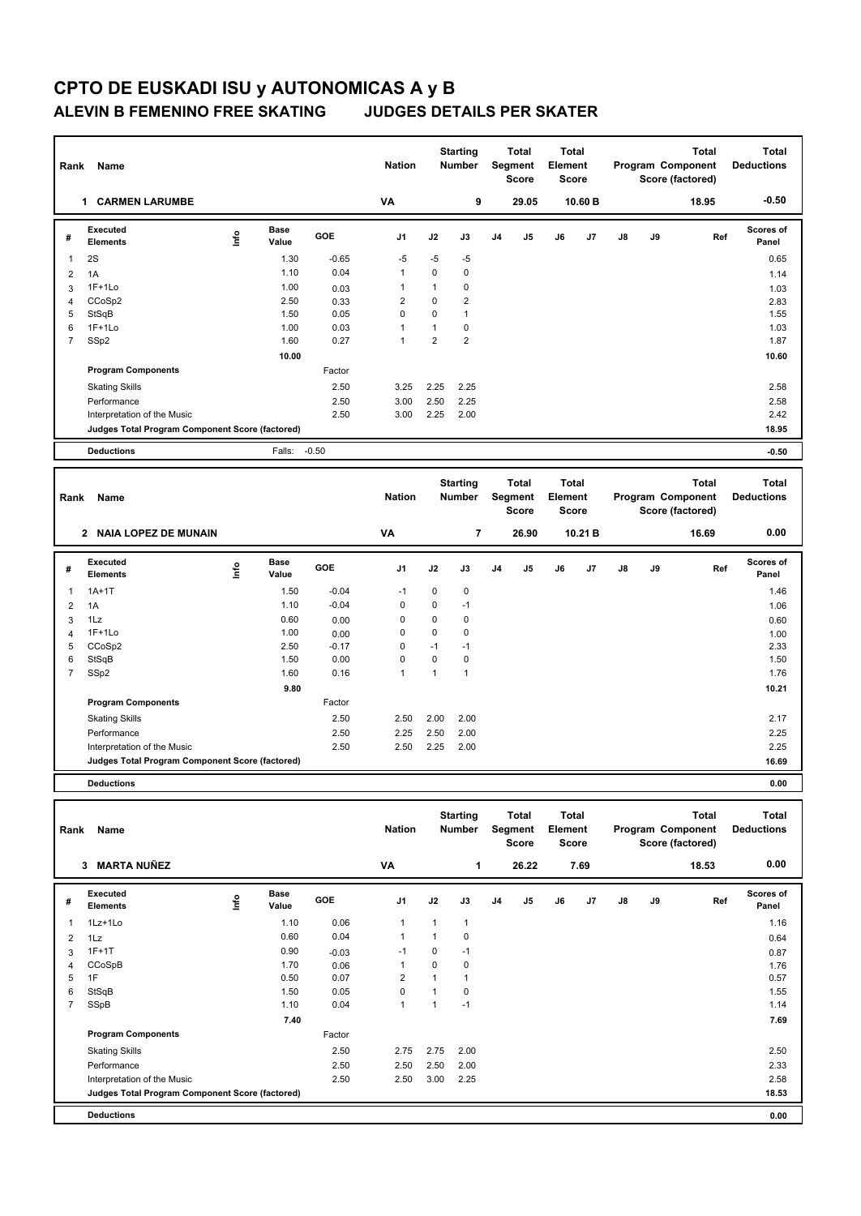# CPTO DE EUSKADI ISU y AUTONOMICAS A y B

## ALEVIN B FEMENINO FREE SKATING JUDGES DETAILS PER SKATER

| Rank | Name | Nation | Starting Number | Total Segment Score | Total Element Score | Total Program Component Score (factored) | Total Deductions |
|---|---|---|---|---|---|---|---|
| 1 | CARMEN LARUMBE | VA | 9 | 29.05 | 10.60 B | 18.95 | -0.50 |

| # | Executed Elements | Info | Base Value | GOE | J1 | J2 | J3 | J4 | J5 | J6 | J7 | J8 | J9 | Ref | Scores of Panel |
|---|---|---|---|---|---|---|---|---|---|---|---|---|---|---|---|
| 1 | 2S | | 1.30 | -0.65 | -5 | -5 | -5 | | | | | | | | 0.65 |
| 2 | 1A | | 1.10 | 0.04 | 1 | 0 | 0 | | | | | | | | 1.14 |
| 3 | 1F+1Lo | | 1.00 | 0.03 | 1 | 1 | 0 | | | | | | | | 1.03 |
| 4 | CCoSp2 | | 2.50 | 0.33 | 2 | 0 | 2 | | | | | | | | 2.83 |
| 5 | StSqB | | 1.50 | 0.05 | 0 | 0 | 1 | | | | | | | | 1.55 |
| 6 | 1F+1Lo | | 1.00 | 0.03 | 1 | 1 | 0 | | | | | | | | 1.03 |
| 7 | SSp2 | | 1.60 | 0.27 | 1 | 2 | 2 | | | | | | | | 1.87 |
| | | | 10.00 | | | | | | | | | | | | 10.60 |
| | **Program Components** | | | Factor | | | | | | | | | | | |
| | Skating Skills | | | 2.50 | 3.25 | 2.25 | 2.25 | | | | | | | | 2.58 |
| | Performance | | | 2.50 | 3.00 | 2.50 | 2.25 | | | | | | | | 2.58 |
| | Interpretation of the Music | | | 2.50 | 3.00 | 2.25 | 2.00 | | | | | | | | 2.42 |
| | **Judges Total Program Component Score (factored)** | | | | | | | | | | | | | | 18.95 |
| | **Deductions** | | Falls: | -0.50 | | | | | | | | | | | -0.50 |

| Rank | Name | Nation | Starting Number | Total Segment Score | Total Element Score | Total Program Component Score (factored) | Total Deductions |
|---|---|---|---|---|---|---|---|
| 2 | NAIA LOPEZ DE MUNAIN | VA | 7 | 26.90 | 10.21 B | 16.69 | 0.00 |

| # | Executed Elements | Info | Base Value | GOE | J1 | J2 | J3 | J4 | J5 | J6 | J7 | J8 | J9 | Ref | Scores of Panel |
|---|---|---|---|---|---|---|---|---|---|---|---|---|---|---|---|
| 1 | 1A+1T | | 1.50 | -0.04 | -1 | 0 | 0 | | | | | | | | 1.46 |
| 2 | 1A | | 1.10 | -0.04 | 0 | 0 | -1 | | | | | | | | 1.06 |
| 3 | 1Lz | | 0.60 | 0.00 | 0 | 0 | 0 | | | | | | | | 0.60 |
| 4 | 1F+1Lo | | 1.00 | 0.00 | 0 | 0 | 0 | | | | | | | | 1.00 |
| 5 | CCoSp2 | | 2.50 | -0.17 | 0 | -1 | -1 | | | | | | | | 2.33 |
| 6 | StSqB | | 1.50 | 0.00 | 0 | 0 | 0 | | | | | | | | 1.50 |
| 7 | SSp2 | | 1.60 | 0.16 | 1 | 1 | 1 | | | | | | | | 1.76 |
| | | | 9.80 | | | | | | | | | | | | 10.21 |
| | **Program Components** | | | Factor | | | | | | | | | | | |
| | Skating Skills | | | 2.50 | 2.50 | 2.00 | 2.00 | | | | | | | | 2.17 |
| | Performance | | | 2.50 | 2.25 | 2.50 | 2.00 | | | | | | | | 2.25 |
| | Interpretation of the Music | | | 2.50 | 2.50 | 2.25 | 2.00 | | | | | | | | 2.25 |
| | **Judges Total Program Component Score (factored)** | | | | | | | | | | | | | | 16.69 |
| | **Deductions** | | | | | | | | | | | | | | 0.00 |

| Rank | Name | Nation | Starting Number | Total Segment Score | Total Element Score | Total Program Component Score (factored) | Total Deductions |
|---|---|---|---|---|---|---|---|
| 3 | MARTA NUÑEZ | VA | 1 | 26.22 | 7.69 | 18.53 | 0.00 |

| # | Executed Elements | Info | Base Value | GOE | J1 | J2 | J3 | J4 | J5 | J6 | J7 | J8 | J9 | Ref | Scores of Panel |
|---|---|---|---|---|---|---|---|---|---|---|---|---|---|---|---|
| 1 | 1Lz+1Lo | | 1.10 | 0.06 | 1 | 1 | 1 | | | | | | | | 1.16 |
| 2 | 1Lz | | 0.60 | 0.04 | 1 | 1 | 0 | | | | | | | | 0.64 |
| 3 | 1F+1T | | 0.90 | -0.03 | -1 | 0 | -1 | | | | | | | | 0.87 |
| 4 | CCoSpB | | 1.70 | 0.06 | 1 | 0 | 0 | | | | | | | | 1.76 |
| 5 | 1F | | 0.50 | 0.07 | 2 | 1 | 1 | | | | | | | | 0.57 |
| 6 | StSqB | | 1.50 | 0.05 | 0 | 1 | 0 | | | | | | | | 1.55 |
| 7 | SSpB | | 1.10 | 0.04 | 1 | 1 | -1 | | | | | | | | 1.14 |
| | | | 7.40 | | | | | | | | | | | | 7.69 |
| | **Program Components** | | | Factor | | | | | | | | | | | |
| | Skating Skills | | | 2.50 | 2.75 | 2.75 | 2.00 | | | | | | | | 2.50 |
| | Performance | | | 2.50 | 2.50 | 2.50 | 2.00 | | | | | | | | 2.33 |
| | Interpretation of the Music | | | 2.50 | 2.50 | 3.00 | 2.25 | | | | | | | | 2.58 |
| | **Judges Total Program Component Score (factored)** | | | | | | | | | | | | | | 18.53 |
| | **Deductions** | | | | | | | | | | | | | | 0.00 |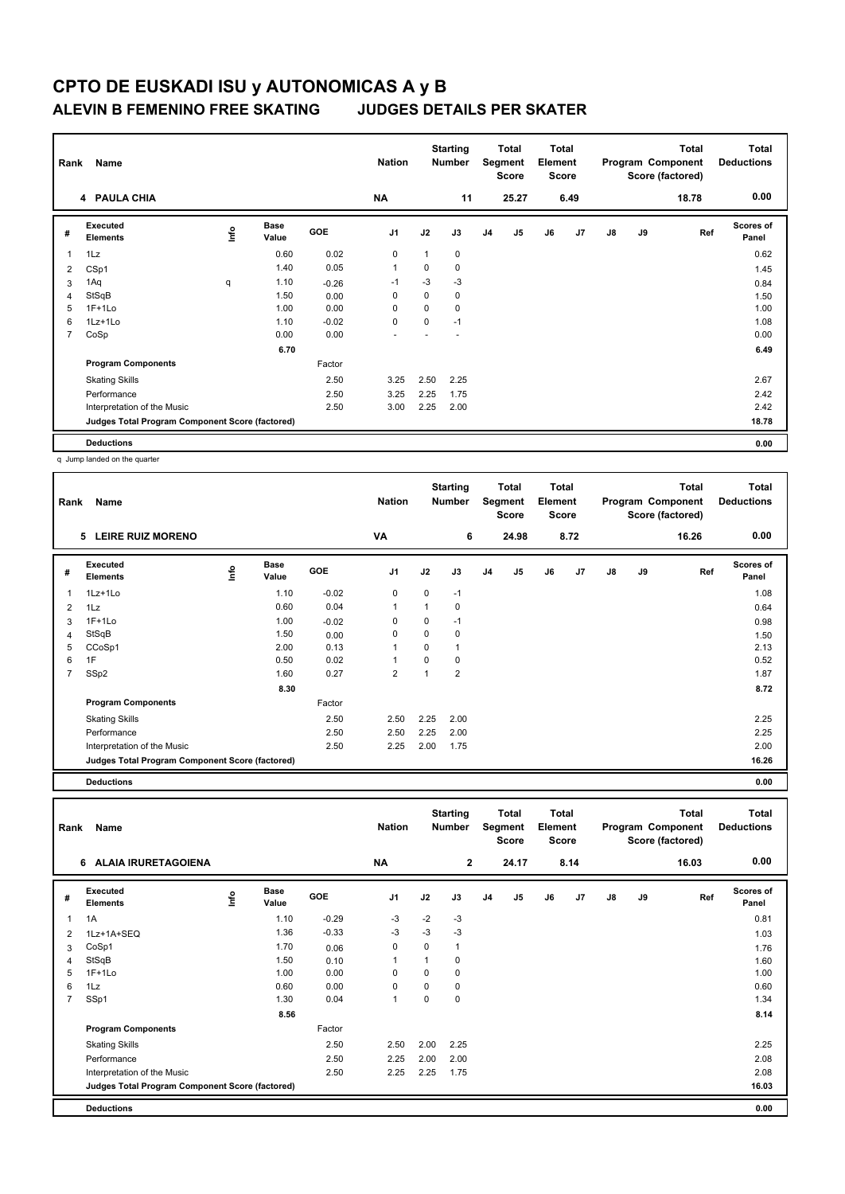# CPTO DE EUSKADI ISU y AUTONOMICAS A y B

## ALEVIN B FEMENINO FREE SKATING JUDGES DETAILS PER SKATER

| Rank | Name | Nation | Starting Number | Total Segment Score | Total Element Score | Total Program Component Score (factored) | Total Deductions |
|---|---|---|---|---|---|---|---|
| 4 | PAULA CHIA | NA | 11 | 25.27 | 6.49 | 18.78 | 0.00 |

| # | Executed Elements | Info | Base Value | GOE | J1 | J2 | J3 | J4 | J5 | J6 | J7 | J8 | J9 | Ref | Scores of Panel |
|---|---|---|---|---|---|---|---|---|---|---|---|---|---|---|---|
| 1 | 1Lz | | 0.60 | 0.02 | 0 | 1 | 0 | | | | | | | | 0.62 |
| 2 | CSp1 | | 1.40 | 0.05 | 1 | 0 | 0 | | | | | | | | 1.45 |
| 3 | 1Aq | q | 1.10 | -0.26 | -1 | -3 | -3 | | | | | | | | 0.84 |
| 4 | StSqB | | 1.50 | 0.00 | 0 | 0 | 0 | | | | | | | | 1.50 |
| 5 | 1F+1Lo | | 1.00 | 0.00 | 0 | 0 | 0 | | | | | | | | 1.00 |
| 6 | 1Lz+1Lo | | 1.10 | -0.02 | 0 | 0 | -1 | | | | | | | | 1.08 |
| 7 | CoSp | | 0.00 | 0.00 | - | - | - | | | | | | | | 0.00 |
| | | | 6.70 | | | | | | | | | | | | 6.49 |
| | **Program Components** | | | Factor | | | | | | | | | | | |
| | Skating Skills | | | 2.50 | 3.25 | 2.50 | 2.25 | | | | | | | | 2.67 |
| | Performance | | | 2.50 | 3.25 | 2.25 | 1.75 | | | | | | | | 2.42 |
| | Interpretation of the Music | | | 2.50 | 3.00 | 2.25 | 2.00 | | | | | | | | 2.42 |
| | **Judges Total Program Component Score (factored)** | | | | | | | | | | | | | | 18.78 |
| | **Deductions** | | | | | | | | | | | | | | 0.00 |

q Jump landed on the quarter

| Rank | Name | Nation | Starting Number | Total Segment Score | Total Element Score | Total Program Component Score (factored) | Total Deductions |
|---|---|---|---|---|---|---|---|
| 5 | LEIRE RUIZ MORENO | VA | 6 | 24.98 | 8.72 | 16.26 | 0.00 |

| # | Executed Elements | Info | Base Value | GOE | J1 | J2 | J3 | J4 | J5 | J6 | J7 | J8 | J9 | Ref | Scores of Panel |
|---|---|---|---|---|---|---|---|---|---|---|---|---|---|---|---|
| 1 | 1Lz+1Lo | | 1.10 | -0.02 | 0 | 0 | -1 | | | | | | | | 1.08 |
| 2 | 1Lz | | 0.60 | 0.04 | 1 | 1 | 0 | | | | | | | | 0.64 |
| 3 | 1F+1Lo | | 1.00 | -0.02 | 0 | 0 | -1 | | | | | | | | 0.98 |
| 4 | StSqB | | 1.50 | 0.00 | 0 | 0 | 0 | | | | | | | | 1.50 |
| 5 | CCoSp1 | | 2.00 | 0.13 | 1 | 0 | 1 | | | | | | | | 2.13 |
| 6 | 1F | | 0.50 | 0.02 | 1 | 0 | 0 | | | | | | | | 0.52 |
| 7 | SSp2 | | 1.60 | 0.27 | 2 | 1 | 2 | | | | | | | | 1.87 |
| | | | 8.30 | | | | | | | | | | | | 8.72 |
| | **Program Components** | | | Factor | | | | | | | | | | | |
| | Skating Skills | | | 2.50 | 2.50 | 2.25 | 2.00 | | | | | | | | 2.25 |
| | Performance | | | 2.50 | 2.50 | 2.25 | 2.00 | | | | | | | | 2.25 |
| | Interpretation of the Music | | | 2.50 | 2.25 | 2.00 | 1.75 | | | | | | | | 2.00 |
| | **Judges Total Program Component Score (factored)** | | | | | | | | | | | | | | 16.26 |
| | **Deductions** | | | | | | | | | | | | | | 0.00 |

| Rank | Name | Nation | Starting Number | Total Segment Score | Total Element Score | Total Program Component Score (factored) | Total Deductions |
|---|---|---|---|---|---|---|---|
| 6 | ALAIA IRURETAGOIENA | NA | 2 | 24.17 | 8.14 | 16.03 | 0.00 |

| # | Executed Elements | Info | Base Value | GOE | J1 | J2 | J3 | J4 | J5 | J6 | J7 | J8 | J9 | Ref | Scores of Panel |
|---|---|---|---|---|---|---|---|---|---|---|---|---|---|---|---|
| 1 | 1A | | 1.10 | -0.29 | -3 | -2 | -3 | | | | | | | | 0.81 |
| 2 | 1Lz+1A+SEQ | | 1.36 | -0.33 | -3 | -3 | -3 | | | | | | | | 1.03 |
| 3 | CoSp1 | | 1.70 | 0.06 | 0 | 0 | 1 | | | | | | | | 1.76 |
| 4 | StSqB | | 1.50 | 0.10 | 1 | 1 | 0 | | | | | | | | 1.60 |
| 5 | 1F+1Lo | | 1.00 | 0.00 | 0 | 0 | 0 | | | | | | | | 1.00 |
| 6 | 1Lz | | 0.60 | 0.00 | 0 | 0 | 0 | | | | | | | | 0.60 |
| 7 | SSp1 | | 1.30 | 0.04 | 1 | 0 | 0 | | | | | | | | 1.34 |
| | | | 8.56 | | | | | | | | | | | | 8.14 |
| | **Program Components** | | | Factor | | | | | | | | | | | |
| | Skating Skills | | | 2.50 | 2.50 | 2.00 | 2.25 | | | | | | | | 2.25 |
| | Performance | | | 2.50 | 2.25 | 2.00 | 2.00 | | | | | | | | 2.08 |
| | Interpretation of the Music | | | 2.50 | 2.25 | 2.25 | 1.75 | | | | | | | | 2.08 |
| | **Judges Total Program Component Score (factored)** | | | | | | | | | | | | | | 16.03 |
| | **Deductions** | | | | | | | | | | | | | | 0.00 |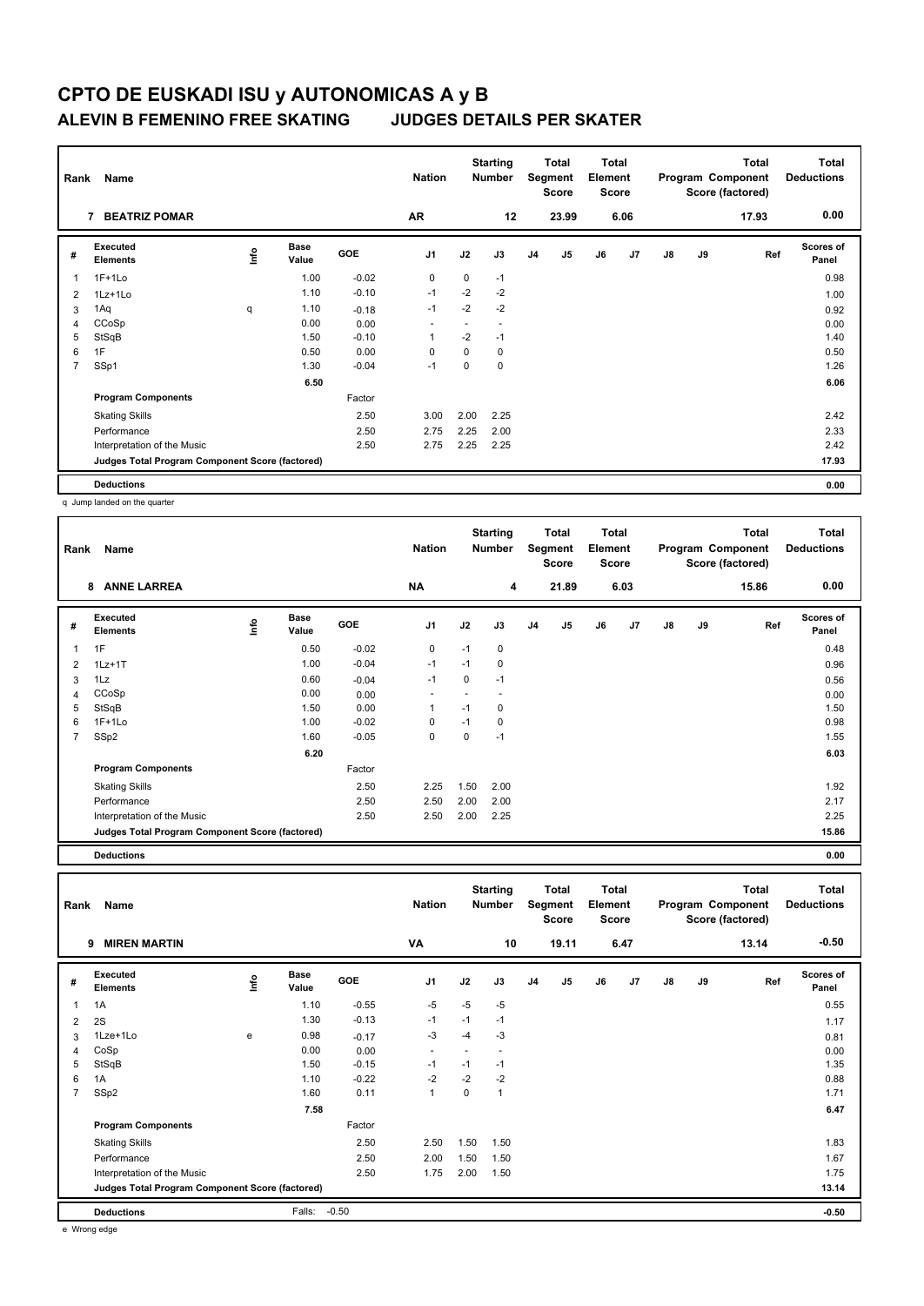# CPTO DE EUSKADI ISU y AUTONOMICAS A y B

## ALEVIN B FEMENINO FREE SKATING JUDGES DETAILS PER SKATER

| Rank | Name | Nation | Starting Number | Total Segment Score | Total Element Score | Total Program Component Score (factored) | Total Deductions |
|---|---|---|---|---|---|---|---|
| 7 | BEATRIZ POMAR | AR | 12 | 23.99 | 6.06 | 17.93 | 0.00 |

| # | Executed Elements | Info | Base Value | GOE | J1 | J2 | J3 | J4 | J5 | J6 | J7 | J8 | J9 | Ref | Scores of Panel |
|---|---|---|---|---|---|---|---|---|---|---|---|---|---|---|---|
| 1 | 1F+1Lo | | 1.00 | -0.02 | 0 | 0 | -1 | | | | | | | | 0.98 |
| 2 | 1Lz+1Lo | | 1.10 | -0.10 | -1 | -2 | -2 | | | | | | | | 1.00 |
| 3 | 1Aq | q | 1.10 | -0.18 | -1 | -2 | -2 | | | | | | | | 0.92 |
| 4 | CCoSp | | 0.00 | 0.00 | - | - | - | | | | | | | | 0.00 |
| 5 | StSqB | | 1.50 | -0.10 | 1 | -2 | -1 | | | | | | | | 1.40 |
| 6 | 1F | | 0.50 | 0.00 | 0 | 0 | 0 | | | | | | | | 0.50 |
| 7 | SSp1 | | 1.30 | -0.04 | -1 | 0 | 0 | | | | | | | | 1.26 |
| | | | 6.50 | | | | | | | | | | | | 6.06 |
| | **Program Components** | | | Factor | | | | | | | | | | | |
| | Skating Skills | | | 2.50 | 3.00 | 2.00 | 2.25 | | | | | | | | 2.42 |
| | Performance | | | 2.50 | 2.75 | 2.25 | 2.00 | | | | | | | | 2.33 |
| | Interpretation of the Music | | | 2.50 | 2.75 | 2.25 | 2.25 | | | | | | | | 2.42 |
| | **Judges Total Program Component Score (factored)** | | | | | | | | | | | | | | 17.93 |
| | **Deductions** | | | | | | | | | | | | | | 0.00 |

q Jump landed on the quarter

| Rank | Name | Nation | Starting Number | Total Segment Score | Total Element Score | Total Program Component Score (factored) | Total Deductions |
|---|---|---|---|---|---|---|---|
| 8 | ANNE LARREA | NA | 4 | 21.89 | 6.03 | 15.86 | 0.00 |

| # | Executed Elements | Info | Base Value | GOE | J1 | J2 | J3 | J4 | J5 | J6 | J7 | J8 | J9 | Ref | Scores of Panel |
|---|---|---|---|---|---|---|---|---|---|---|---|---|---|---|---|
| 1 | 1F | | 0.50 | -0.02 | 0 | -1 | 0 | | | | | | | | 0.48 |
| 2 | 1Lz+1T | | 1.00 | -0.04 | -1 | -1 | 0 | | | | | | | | 0.96 |
| 3 | 1Lz | | 0.60 | -0.04 | -1 | 0 | -1 | | | | | | | | 0.56 |
| 4 | CCoSp | | 0.00 | 0.00 | - | - | - | | | | | | | | 0.00 |
| 5 | StSqB | | 1.50 | 0.00 | 1 | -1 | 0 | | | | | | | | 1.50 |
| 6 | 1F+1Lo | | 1.00 | -0.02 | 0 | -1 | 0 | | | | | | | | 0.98 |
| 7 | SSp2 | | 1.60 | -0.05 | 0 | 0 | -1 | | | | | | | | 1.55 |
| | | | 6.20 | | | | | | | | | | | | 6.03 |
| | **Program Components** | | | Factor | | | | | | | | | | | |
| | Skating Skills | | | 2.50 | 2.25 | 1.50 | 2.00 | | | | | | | | 1.92 |
| | Performance | | | 2.50 | 2.50 | 2.00 | 2.00 | | | | | | | | 2.17 |
| | Interpretation of the Music | | | 2.50 | 2.50 | 2.00 | 2.25 | | | | | | | | 2.25 |
| | **Judges Total Program Component Score (factored)** | | | | | | | | | | | | | | 15.86 |
| | **Deductions** | | | | | | | | | | | | | | 0.00 |

| Rank | Name | Nation | Starting Number | Total Segment Score | Total Element Score | Total Program Component Score (factored) | Total Deductions |
|---|---|---|---|---|---|---|---|
| 9 | MIREN MARTIN | VA | 10 | 19.11 | 6.47 | 13.14 | -0.50 |

| # | Executed Elements | Info | Base Value | GOE | J1 | J2 | J3 | J4 | J5 | J6 | J7 | J8 | J9 | Ref | Scores of Panel |
|---|---|---|---|---|---|---|---|---|---|---|---|---|---|---|---|
| 1 | 1A | | 1.10 | -0.55 | -5 | -5 | -5 | | | | | | | | 0.55 |
| 2 | 2S | | 1.30 | -0.13 | -1 | -1 | -1 | | | | | | | | 1.17 |
| 3 | 1Lze+1Lo | e | 0.98 | -0.17 | -3 | -4 | -3 | | | | | | | | 0.81 |
| 4 | CoSp | | 0.00 | 0.00 | - | - | - | | | | | | | | 0.00 |
| 5 | StSqB | | 1.50 | -0.15 | -1 | -1 | -1 | | | | | | | | 1.35 |
| 6 | 1A | | 1.10 | -0.22 | -2 | -2 | -2 | | | | | | | | 0.88 |
| 7 | SSp2 | | 1.60 | 0.11 | 1 | 0 | 1 | | | | | | | | 1.71 |
| | | | 7.58 | | | | | | | | | | | | 6.47 |
| | **Program Components** | | | Factor | | | | | | | | | | | |
| | Skating Skills | | | 2.50 | 2.50 | 1.50 | 1.50 | | | | | | | | 1.83 |
| | Performance | | | 2.50 | 2.00 | 1.50 | 1.50 | | | | | | | | 1.67 |
| | Interpretation of the Music | | | 2.50 | 1.75 | 2.00 | 1.50 | | | | | | | | 1.75 |
| | **Judges Total Program Component Score (factored)** | | | | | | | | | | | | | | 13.14 |
| | **Deductions** | | Falls: | -0.50 | | | | | | | | | | | -0.50 |

e Wrong edge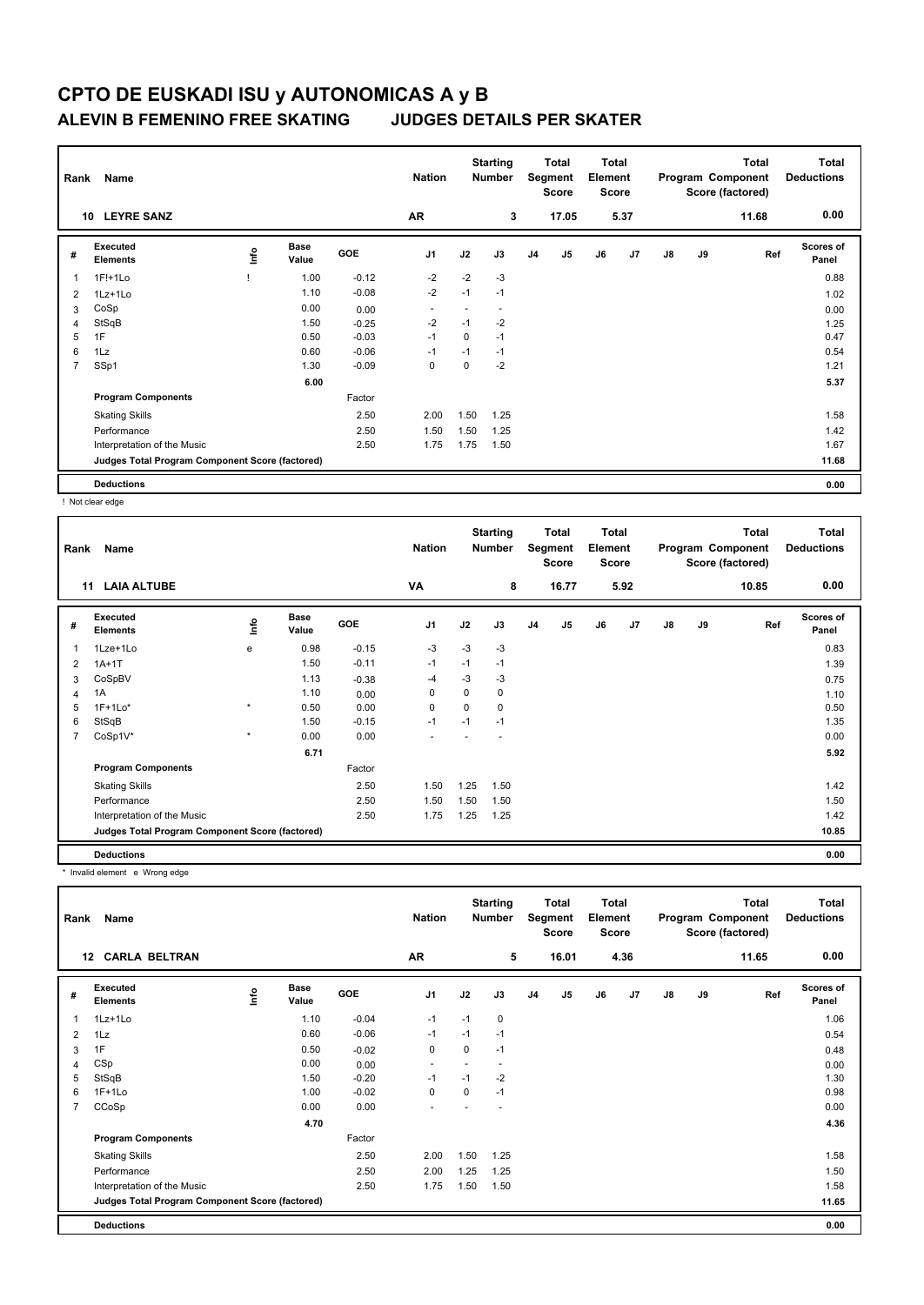# CPTO DE EUSKADI ISU y AUTONOMICAS A y B

## ALEVIN B FEMENINO FREE SKATING JUDGES DETAILS PER SKATER

| Rank | Name | Nation | Starting Number | Total Segment Score | Total Element Score | Total Program Component Score (factored) | Total Deductions |
|---|---|---|---|---|---|---|---|
| 10 | LEYRE SANZ | AR | 3 | 17.05 | 5.37 | 11.68 | 0.00 |

| # | Executed Elements | Info | Base Value | GOE | J1 | J2 | J3 | J4 | J5 | J6 | J7 | J8 | J9 | Ref | Scores of Panel |
|---|---|---|---|---|---|---|---|---|---|---|---|---|---|---|---|
| 1 | 1F!+1Lo | ! | 1.00 | -0.12 | -2 | -2 | -3 | | | | | | | | 0.88 |
| 2 | 1Lz+1Lo | | 1.10 | -0.08 | -2 | -1 | -1 | | | | | | | | 1.02 |
| 3 | CoSp | | 0.00 | 0.00 | - | - | - | | | | | | | | 0.00 |
| 4 | StSqB | | 1.50 | -0.25 | -2 | -1 | -2 | | | | | | | | 1.25 |
| 5 | 1F | | 0.50 | -0.03 | -1 | 0 | -1 | | | | | | | | 0.47 |
| 6 | 1Lz | | 0.60 | -0.06 | -1 | -1 | -1 | | | | | | | | 0.54 |
| 7 | SSp1 | | 1.30 | -0.09 | 0 | 0 | -2 | | | | | | | | 1.21 |
| | | | 6.00 | | | | | | | | | | | | 5.37 |
| | Program Components | | | Factor | | | | | | | | | | | |
| | Skating Skills | | | 2.50 | 2.00 | 1.50 | 1.25 | | | | | | | | 1.58 |
| | Performance | | | 2.50 | 1.50 | 1.50 | 1.25 | | | | | | | | 1.42 |
| | Interpretation of the Music | | | 2.50 | 1.75 | 1.75 | 1.50 | | | | | | | | 1.67 |
| | Judges Total Program Component Score (factored) | | | | | | | | | | | | | | 11.68 |
| | Deductions | | | | | | | | | | | | | | 0.00 |

! Not clear edge

| Rank | Name | Nation | Starting Number | Total Segment Score | Total Element Score | Total Program Component Score (factored) | Total Deductions |
|---|---|---|---|---|---|---|---|
| 11 | LAIA ALTUBE | VA | 8 | 16.77 | 5.92 | 10.85 | 0.00 |

| # | Executed Elements | Info | Base Value | GOE | J1 | J2 | J3 | J4 | J5 | J6 | J7 | J8 | J9 | Ref | Scores of Panel |
|---|---|---|---|---|---|---|---|---|---|---|---|---|---|---|---|
| 1 | 1Lze+1Lo | e | 0.98 | -0.15 | -3 | -3 | -3 | | | | | | | | 0.83 |
| 2 | 1A+1T | | 1.50 | -0.11 | -1 | -1 | -1 | | | | | | | | 1.39 |
| 3 | CoSpBV | | 1.13 | -0.38 | -4 | -3 | -3 | | | | | | | | 0.75 |
| 4 | 1A | | 1.10 | 0.00 | 0 | 0 | 0 | | | | | | | | 1.10 |
| 5 | 1F+1Lo* | * | 0.50 | 0.00 | 0 | 0 | 0 | | | | | | | | 0.50 |
| 6 | StSqB | | 1.50 | -0.15 | -1 | -1 | -1 | | | | | | | | 1.35 |
| 7 | CoSp1V* | * | 0.00 | 0.00 | - | - | - | | | | | | | | 0.00 |
| | | | 6.71 | | | | | | | | | | | | 5.92 |
| | Program Components | | | Factor | | | | | | | | | | | |
| | Skating Skills | | | 2.50 | 1.50 | 1.25 | 1.50 | | | | | | | | 1.42 |
| | Performance | | | 2.50 | 1.50 | 1.50 | 1.50 | | | | | | | | 1.50 |
| | Interpretation of the Music | | | 2.50 | 1.75 | 1.25 | 1.25 | | | | | | | | 1.42 |
| | Judges Total Program Component Score (factored) | | | | | | | | | | | | | | 10.85 |
| | Deductions | | | | | | | | | | | | | | 0.00 |

* Invalid element e Wrong edge

| Rank | Name | Nation | Starting Number | Total Segment Score | Total Element Score | Total Program Component Score (factored) | Total Deductions |
|---|---|---|---|---|---|---|---|
| 12 | CARLA BELTRAN | AR | 5 | 16.01 | 4.36 | 11.65 | 0.00 |

| # | Executed Elements | Info | Base Value | GOE | J1 | J2 | J3 | J4 | J5 | J6 | J7 | J8 | J9 | Ref | Scores of Panel |
|---|---|---|---|---|---|---|---|---|---|---|---|---|---|---|---|
| 1 | 1Lz+1Lo | | 1.10 | -0.04 | -1 | -1 | 0 | | | | | | | | 1.06 |
| 2 | 1Lz | | 0.60 | -0.06 | -1 | -1 | -1 | | | | | | | | 0.54 |
| 3 | 1F | | 0.50 | -0.02 | 0 | 0 | -1 | | | | | | | | 0.48 |
| 4 | CSp | | 0.00 | 0.00 | - | - | - | | | | | | | | 0.00 |
| 5 | StSqB | | 1.50 | -0.20 | -1 | -1 | -2 | | | | | | | | 1.30 |
| 6 | 1F+1Lo | | 1.00 | -0.02 | 0 | 0 | -1 | | | | | | | | 0.98 |
| 7 | CCoSp | | 0.00 | 0.00 | - | - | - | | | | | | | | 0.00 |
| | | | 4.70 | | | | | | | | | | | | 4.36 |
| | Program Components | | | Factor | | | | | | | | | | | |
| | Skating Skills | | | 2.50 | 2.00 | 1.50 | 1.25 | | | | | | | | 1.58 |
| | Performance | | | 2.50 | 2.00 | 1.25 | 1.25 | | | | | | | | 1.50 |
| | Interpretation of the Music | | | 2.50 | 1.75 | 1.50 | 1.50 | | | | | | | | 1.58 |
| | Judges Total Program Component Score (factored) | | | | | | | | | | | | | | 11.65 |
| | Deductions | | | | | | | | | | | | | | 0.00 |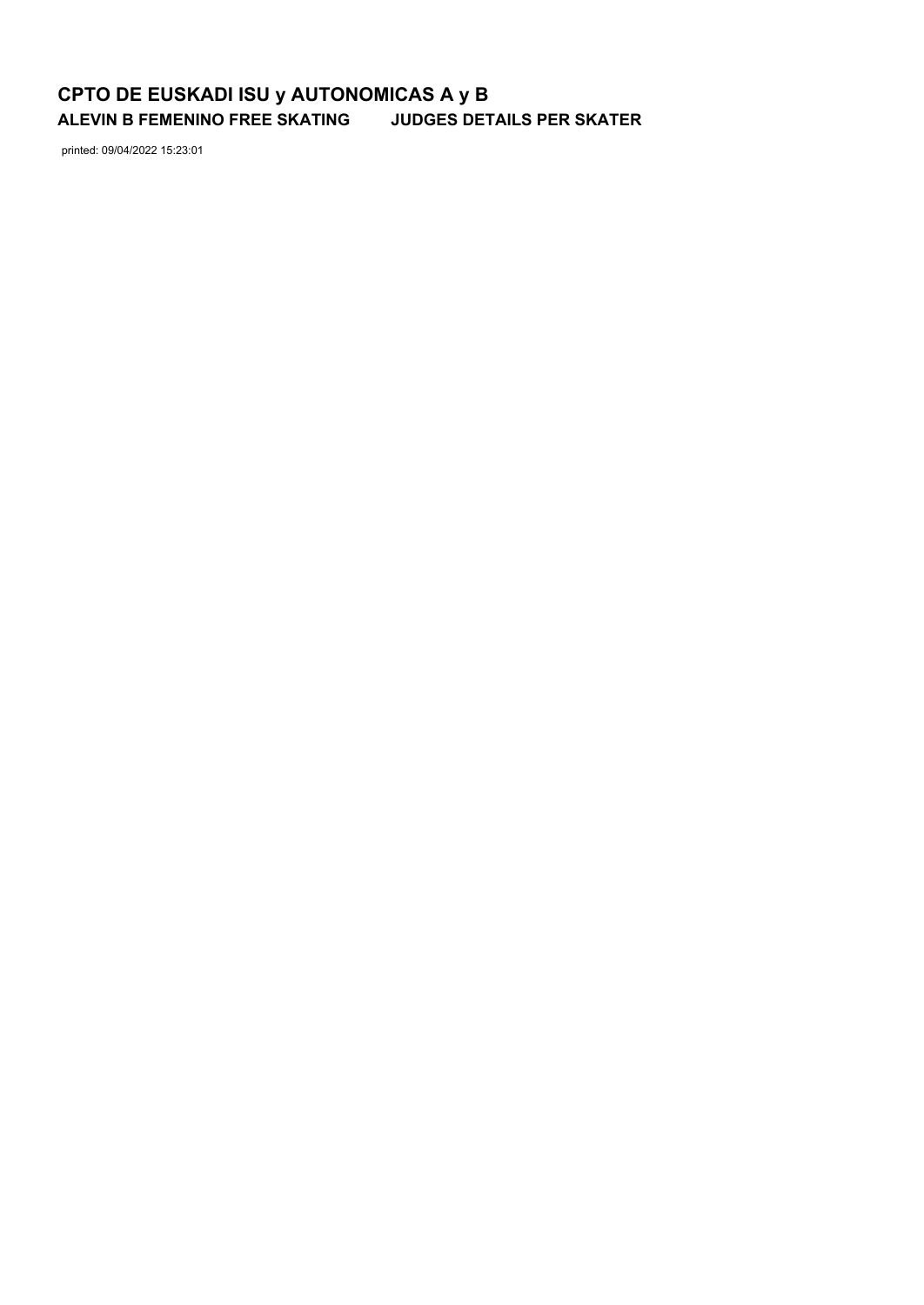# CPTO DE EUSKADI ISU y AUTONOMICAS A y B

**ALEVIN B FEMENINO FREE SKATING JUDGES DETAILS PER SKATER**

printed: 09/04/2022 15:23:01